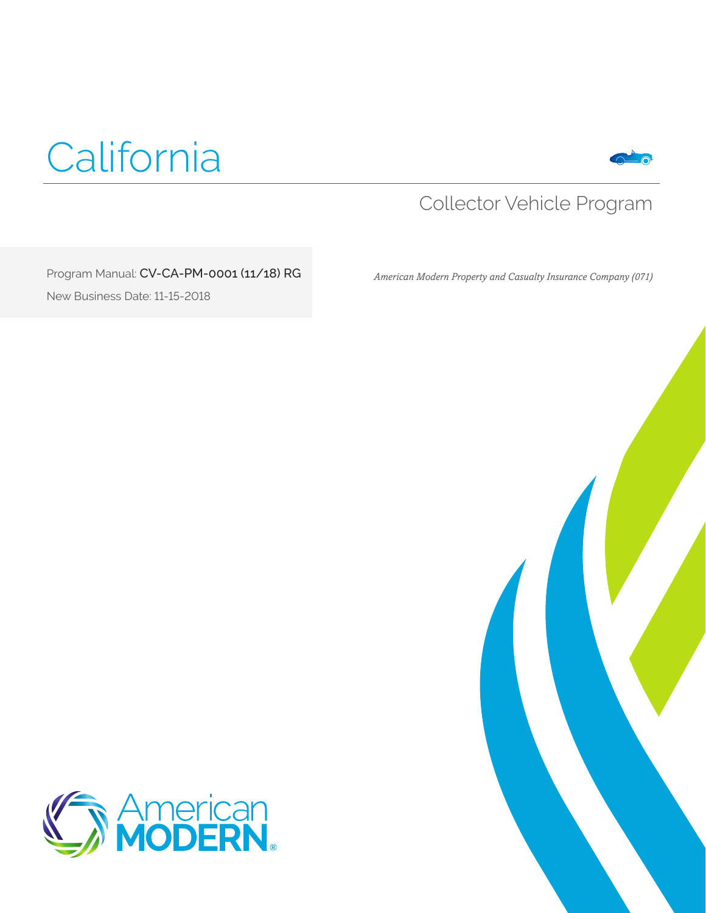# California

## Collector Vehicle Program

Program Manual: CV-CA-PM-0001 (11/18) RG

New Business Date: 11-15-2018

*American Modern Property and Casualty Insurance Company (071)*

American MODERN®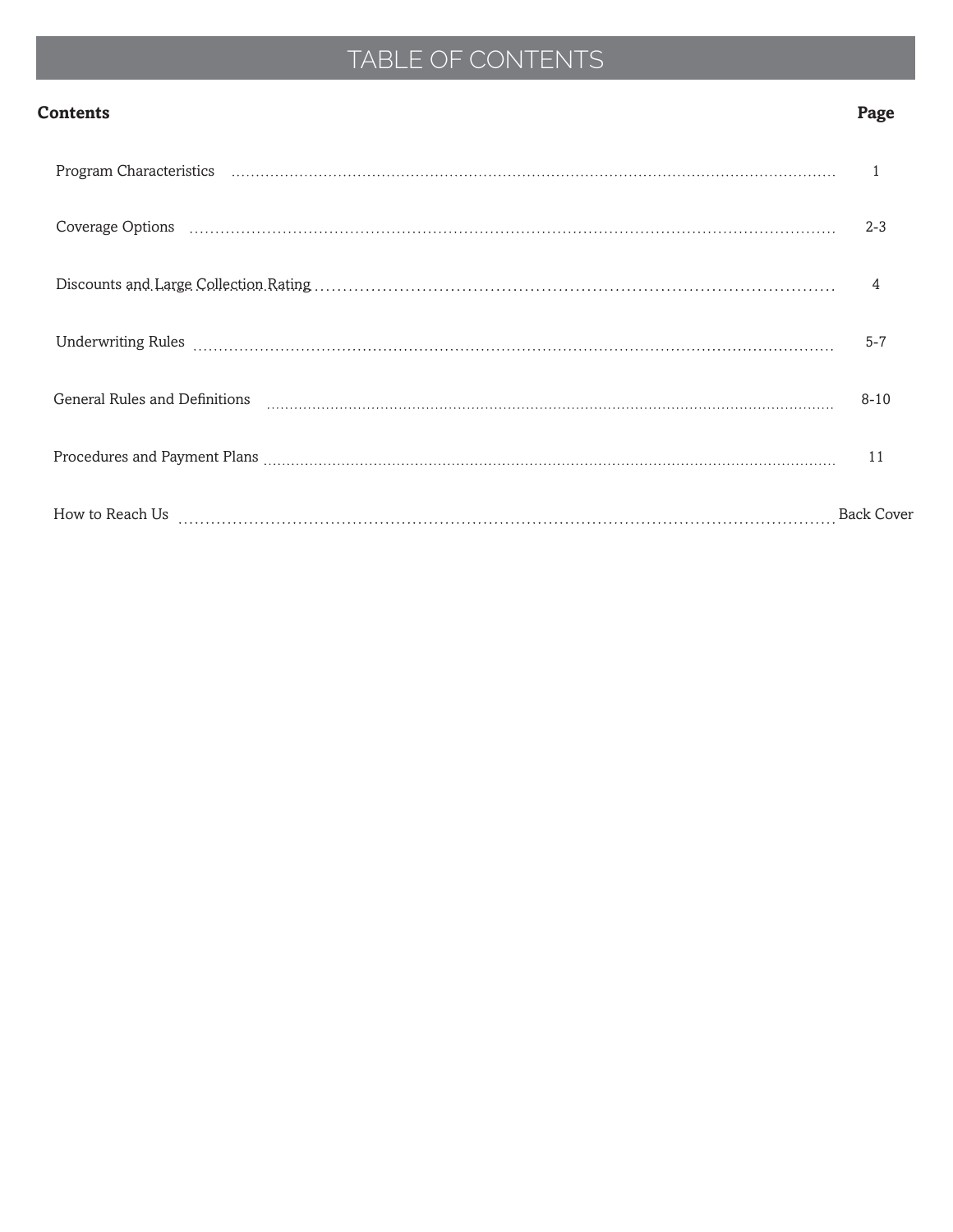# TABLE OF CONTENTS

| Contents | Page |
| --- | --- |
| Program Characteristics | 1 |
| Coverage Options | 2-3 |
| Discounts and Large Collection Rating | 4 |
| Underwriting Rules | 5-7 |
| General Rules and Definitions | 8-10 |
| Procedures and Payment Plans | 11 |
| How to Reach Us | Back Cover |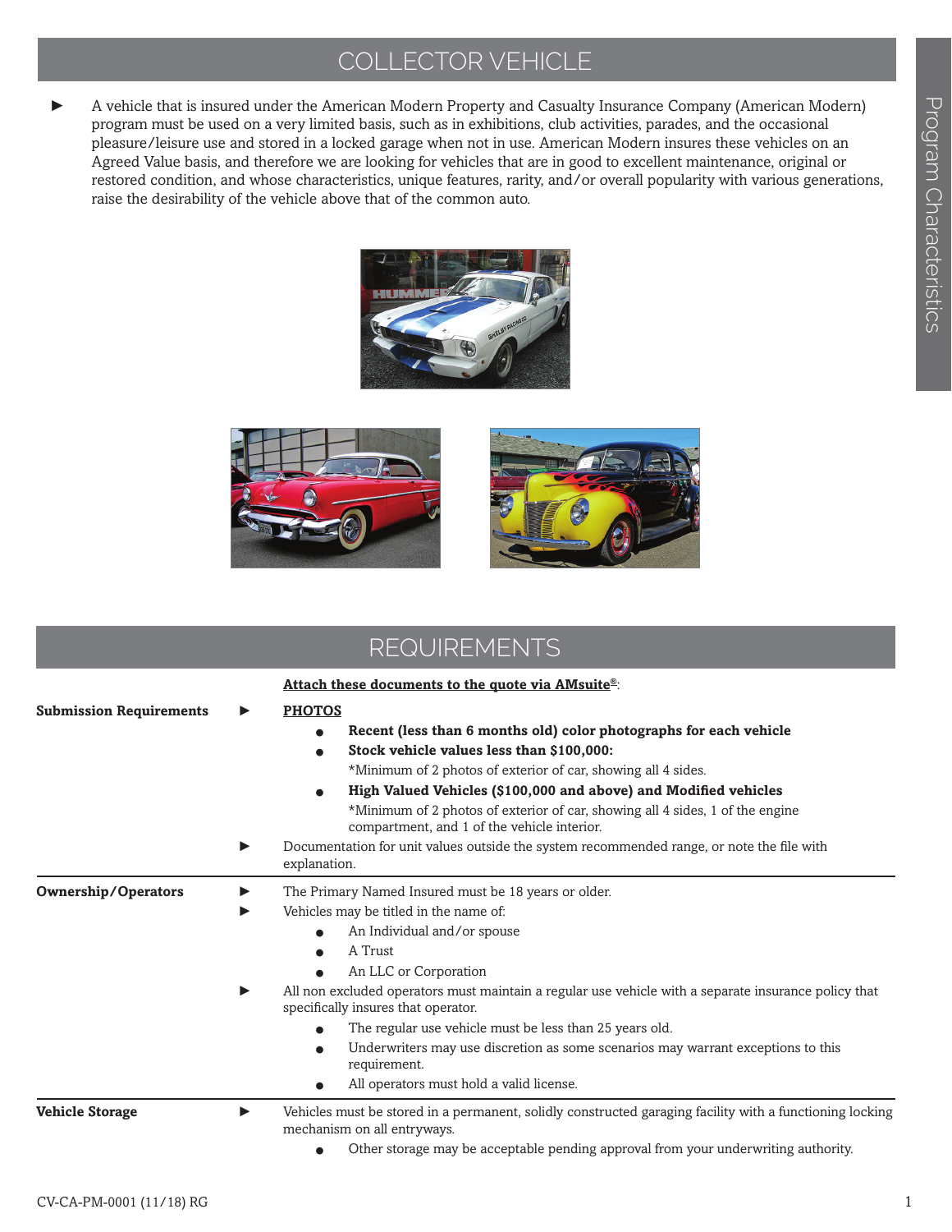# COLLECTOR VEHICLE

► A vehicle that is insured under the American Modern Property and Casualty Insurance Company (American Modern) program must be used on a very limited basis, such as in exhibitions, club activities, parades, and the occasional pleasure/leisure use and stored in a locked garage when not in use. American Modern insures these vehicles on an Agreed Value basis, and therefore we are looking for vehicles that are in good to excellent maintenance, original or restored condition, and whose characteristics, unique features, rarity, and/or overall popularity with various generations, raise the desirability of the vehicle above that of the common auto.

# REQUIREMENTS

**Attach these documents to the quote via AMsuite®:**

**Submission Requirements**

► **PHOTOS**

- **Recent (less than 6 months old) color photographs for each vehicle**
- **Stock vehicle values less than $100,000:**
  *Minimum of 2 photos of exterior of car, showing all 4 sides.
- **High Valued Vehicles ($100,000 and above) and Modified vehicles**
  *Minimum of 2 photos of exterior of car, showing all 4 sides, 1 of the engine compartment, and 1 of the vehicle interior.

► Documentation for unit values outside the system recommended range, or note the file with explanation.

**Ownership/Operators**

► The Primary Named Insured must be 18 years or older.

► Vehicles may be titled in the name of:

- An Individual and/or spouse
- A Trust
- An LLC or Corporation

► All non excluded operators must maintain a regular use vehicle with a separate insurance policy that specifically insures that operator.

- The regular use vehicle must be less than 25 years old.
- Underwriters may use discretion as some scenarios may warrant exceptions to this requirement.
- All operators must hold a valid license.

**Vehicle Storage**

► Vehicles must be stored in a permanent, solidly constructed garaging facility with a functioning locking mechanism on all entryways.

- Other storage may be acceptable pending approval from your underwriting authority.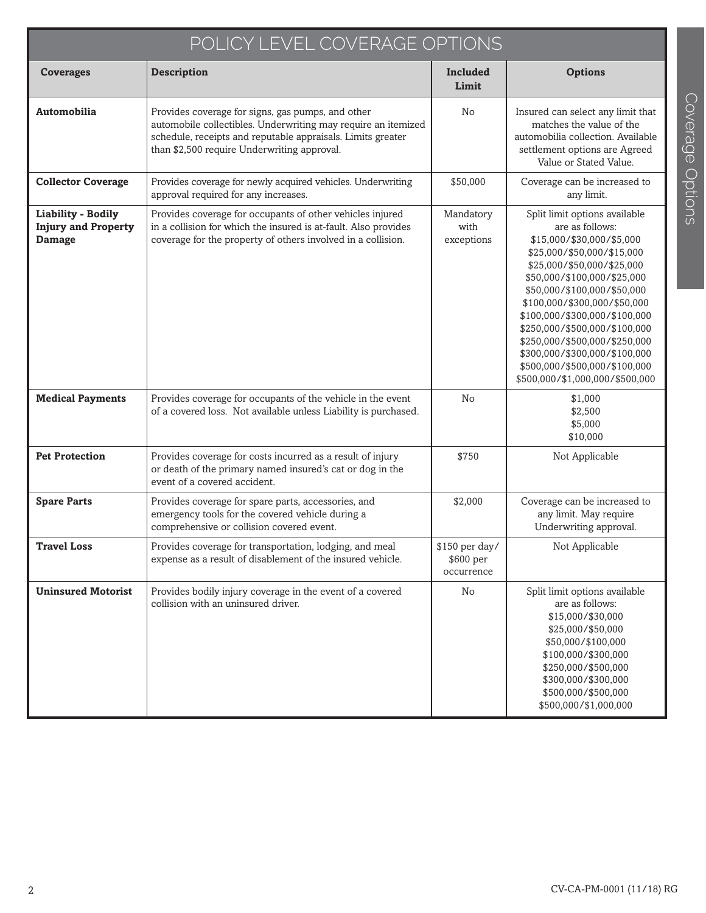# POLICY LEVEL COVERAGE OPTIONS

| Coverages | Description | Included Limit | Options |
|---|---|---|---|
| **Automobilia** | Provides coverage for signs, gas pumps, and other automobile collectibles. Underwriting may require an itemized schedule, receipts and reputable appraisals. Limits greater than $2,500 require Underwriting approval. | No | Insured can select any limit that matches the value of the automobilia collection. Available settlement options are Agreed Value or Stated Value. |
| **Collector Coverage** | Provides coverage for newly acquired vehicles. Underwriting approval required for any increases. | $50,000 | Coverage can be increased to any limit. |
| **Liability - Bodily Injury and Property Damage** | Provides coverage for occupants of other vehicles injured in a collision for which the insured is at-fault. Also provides coverage for the property of others involved in a collision. | Mandatory with exceptions | Split limit options available are as follows:<br>$15,000/$30,000/$5,000<br>$25,000/$50,000/$15,000<br>$25,000/$50,000/$25,000<br>$50,000/$100,000/$25,000<br>$50,000/$100,000/$50,000<br>$100,000/$300,000/$50,000<br>$100,000/$300,000/$100,000<br>$250,000/$500,000/$100,000<br>$250,000/$500,000/$250,000<br>$300,000/$300,000/$100,000<br>$500,000/$500,000/$100,000<br>$500,000/$1,000,000/$500,000 |
| **Medical Payments** | Provides coverage for occupants of the vehicle in the event of a covered loss. Not available unless Liability is purchased. | No | $1,000<br>$2,500<br>$5,000<br>$10,000 |
| **Pet Protection** | Provides coverage for costs incurred as a result of injury or death of the primary named insured's cat or dog in the event of a covered accident. | $750 | Not Applicable |
| **Spare Parts** | Provides coverage for spare parts, accessories, and emergency tools for the covered vehicle during a comprehensive or collision covered event. | $2,000 | Coverage can be increased to any limit. May require Underwriting approval. |
| **Travel Loss** | Provides coverage for transportation, lodging, and meal expense as a result of disablement of the insured vehicle. | $150 per day/ $600 per occurrence | Not Applicable |
| **Uninsured Motorist** | Provides bodily injury coverage in the event of a covered collision with an uninsured driver. | No | Split limit options available are as follows:<br>$15,000/$30,000<br>$25,000/$50,000<br>$50,000/$100,000<br>$100,000/$300,000<br>$250,000/$500,000<br>$300,000/$300,000<br>$500,000/$500,000<br>$500,000/$1,000,000 |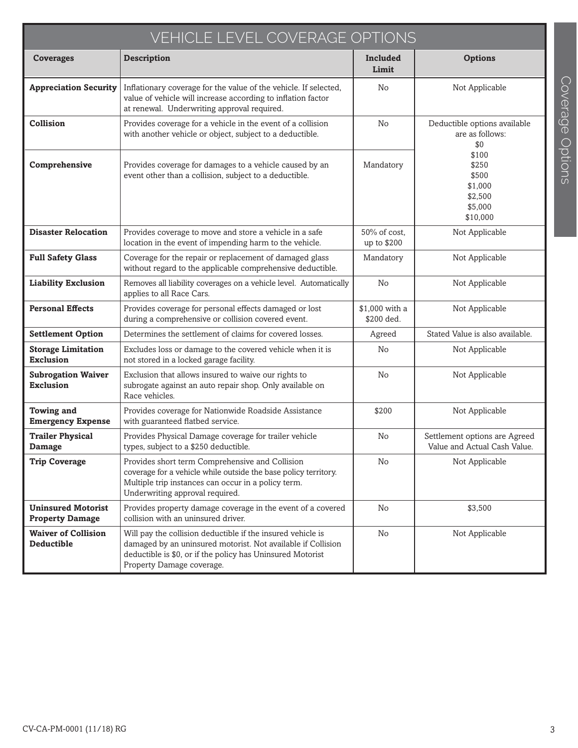## VEHICLE LEVEL COVERAGE OPTIONS

| Coverages | Description | Included Limit | Options |
|---|---|---|---|
| **Appreciation Security** | Inflationary coverage for the value of the vehicle. If selected, value of vehicle will increase according to inflation factor at renewal. Underwriting approval required. | No | Not Applicable |
| **Collision** | Provides coverage for a vehicle in the event of a collision with another vehicle or object, subject to a deductible. | No | Deductible options available are as follows: $0 $100 $250 $500 $1,000 $2,500 $5,000 $10,000 |
| **Comprehensive** | Provides coverage for damages to a vehicle caused by an event other than a collision, subject to a deductible. | Mandatory | |
| **Disaster Relocation** | Provides coverage to move and store a vehicle in a safe location in the event of impending harm to the vehicle. | 50% of cost, up to $200 | Not Applicable |
| **Full Safety Glass** | Coverage for the repair or replacement of damaged glass without regard to the applicable comprehensive deductible. | Mandatory | Not Applicable |
| **Liability Exclusion** | Removes all liability coverages on a vehicle level. Automatically applies to all Race Cars. | No | Not Applicable |
| **Personal Effects** | Provides coverage for personal effects damaged or lost during a comprehensive or collision covered event. | $1,000 with a $200 ded. | Not Applicable |
| **Settlement Option** | Determines the settlement of claims for covered losses. | Agreed | Stated Value is also available. |
| **Storage Limitation Exclusion** | Excludes loss or damage to the covered vehicle when it is not stored in a locked garage facility. | No | Not Applicable |
| **Subrogation Waiver Exclusion** | Exclusion that allows insured to waive our rights to subrogate against an auto repair shop. Only available on Race vehicles. | No | Not Applicable |
| **Towing and Emergency Expense** | Provides coverage for Nationwide Roadside Assistance with guaranteed flatbed service. | $200 | Not Applicable |
| **Trailer Physical Damage** | Provides Physical Damage coverage for trailer vehicle types, subject to a $250 deductible. | No | Settlement options are Agreed Value and Actual Cash Value. |
| **Trip Coverage** | Provides short term Comprehensive and Collision coverage for a vehicle while outside the base policy territory. Multiple trip instances can occur in a policy term. Underwriting approval required. | No | Not Applicable |
| **Uninsured Motorist Property Damage** | Provides property damage coverage in the event of a covered collision with an uninsured driver. | No | $3,500 |
| **Waiver of Collision Deductible** | Will pay the collision deductible if the insured vehicle is damaged by an uninsured motorist. Not available if Collision deductible is $0, or if the policy has Uninsured Motorist Property Damage coverage. | No | Not Applicable |

CV-CA-PM-0001 (11/18) RG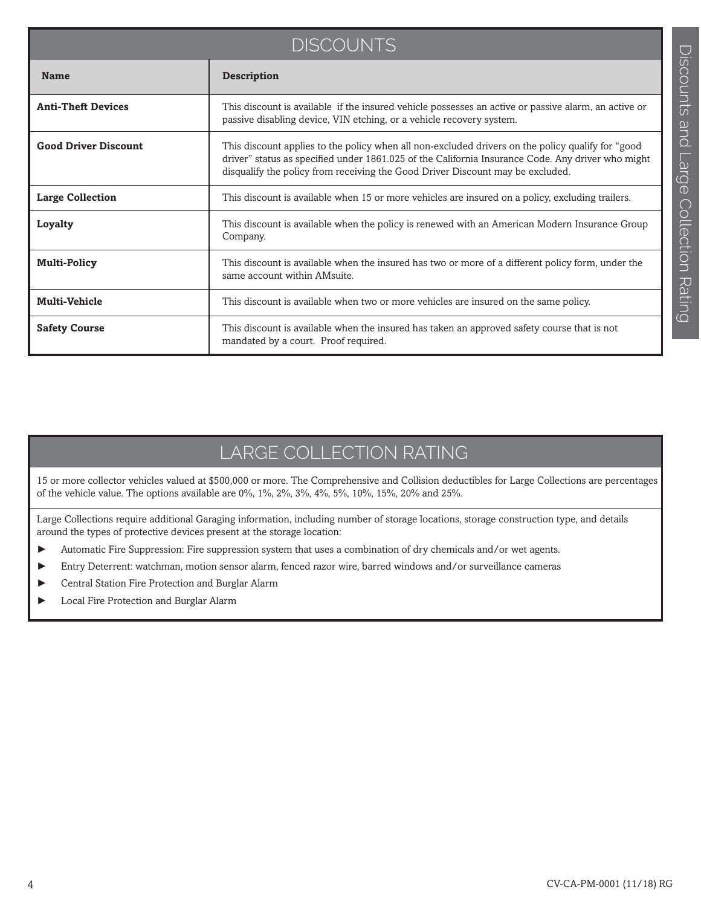## DISCOUNTS

| Name | Description |
|---|---|
| **Anti-Theft Devices** | This discount is available if the insured vehicle possesses an active or passive alarm, an active or passive disabling device, VIN etching, or a vehicle recovery system. |
| **Good Driver Discount** | This discount applies to the policy when all non-excluded drivers on the policy qualify for "good driver" status as specified under 1861.025 of the California Insurance Code. Any driver who might disqualify the policy from receiving the Good Driver Discount may be excluded. |
| **Large Collection** | This discount is available when 15 or more vehicles are insured on a policy, excluding trailers. |
| **Loyalty** | This discount is available when the policy is renewed with an American Modern Insurance Group Company. |
| **Multi-Policy** | This discount is available when the insured has two or more of a different policy form, under the same account within AMsuite. |
| **Multi-Vehicle** | This discount is available when two or more vehicles are insured on the same policy. |
| **Safety Course** | This discount is available when the insured has taken an approved safety course that is not mandated by a court. Proof required. |

## LARGE COLLECTION RATING

15 or more collector vehicles valued at $500,000 or more. The Comprehensive and Collision deductibles for Large Collections are percentages of the vehicle value. The options available are 0%, 1%, 2%, 3%, 4%, 5%, 10%, 15%, 20% and 25%.

Large Collections require additional Garaging information, including number of storage locations, storage construction type, and details around the types of protective devices present at the storage location:

- Automatic Fire Suppression: Fire suppression system that uses a combination of dry chemicals and/or wet agents.
- Entry Deterrent: watchman, motion sensor alarm, fenced razor wire, barred windows and/or surveillance cameras
- Central Station Fire Protection and Burglar Alarm
- Local Fire Protection and Burglar Alarm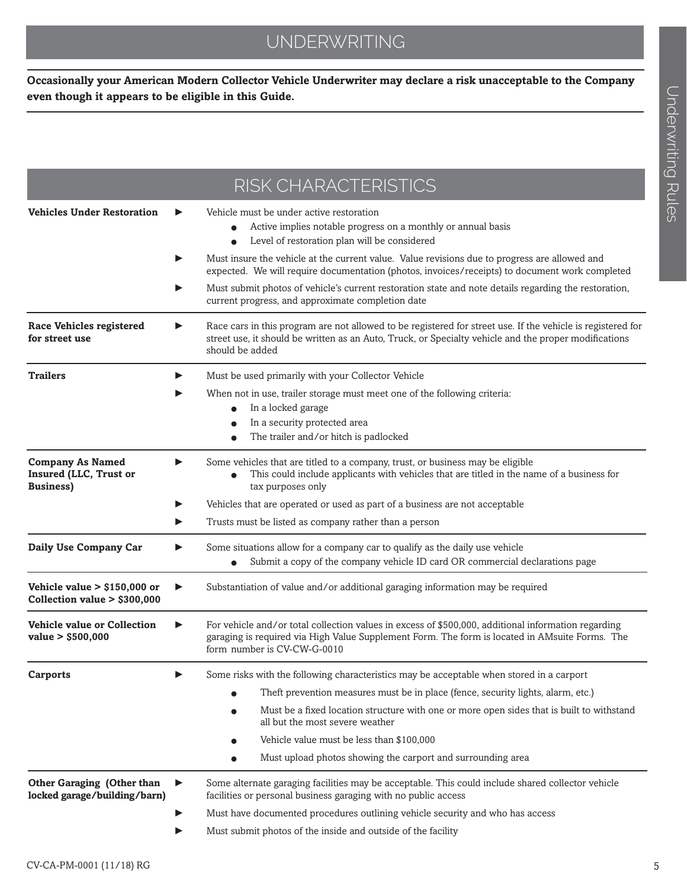# UNDERWRITING

**Occasionally your American Modern Collector Vehicle Underwriter may declare a risk unacceptable to the Company even though it appears to be eligible in this Guide.**

## RISK CHARACTERISTICS

**Vehicles Under Restoration**

- Vehicle must be under active restoration
  - Active implies notable progress on a monthly or annual basis
  - Level of restoration plan will be considered
- Must insure the vehicle at the current value. Value revisions due to progress are allowed and expected. We will require documentation (photos, invoices/receipts) to document work completed
- Must submit photos of vehicle's current restoration state and note details regarding the restoration, current progress, and approximate completion date

**Race Vehicles registered for street use**

- Race cars in this program are not allowed to be registered for street use. If the vehicle is registered for street use, it should be written as an Auto, Truck, or Specialty vehicle and the proper modifications should be added

**Trailers**

- Must be used primarily with your Collector Vehicle
- When not in use, trailer storage must meet one of the following criteria:
  - In a locked garage
  - In a security protected area
  - The trailer and/or hitch is padlocked

**Company As Named Insured (LLC, Trust or Business)**

- Some vehicles that are titled to a company, trust, or business may be eligible
  - This could include applicants with vehicles that are titled in the name of a business for tax purposes only
- Vehicles that are operated or used as part of a business are not acceptable
- Trusts must be listed as company rather than a person

**Daily Use Company Car**

- Some situations allow for a company car to qualify as the daily use vehicle
  - Submit a copy of the company vehicle ID card OR commercial declarations page

**Vehicle value > $150,000 or Collection value > $300,000**

- Substantiation of value and/or additional garaging information may be required

**Vehicle value or Collection value > $500,000**

- For vehicle and/or total collection values in excess of $500,000, additional information regarding garaging is required via High Value Supplement Form. The form is located in AMsuite Forms. The form number is CV-CW-G-0010

**Carports**

- Some risks with the following characteristics may be acceptable when stored in a carport
  - Theft prevention measures must be in place (fence, security lights, alarm, etc.)
  - Must be a fixed location structure with one or more open sides that is built to withstand all but the most severe weather
  - Vehicle value must be less than $100,000
  - Must upload photos showing the carport and surrounding area

**Other Garaging (Other than locked garage/building/barn)**

- Some alternate garaging facilities may be acceptable. This could include shared collector vehicle facilities or personal business garaging with no public access
- Must have documented procedures outlining vehicle security and who has access
- Must submit photos of the inside and outside of the facility

CV-CA-PM-0001 (11/18) RG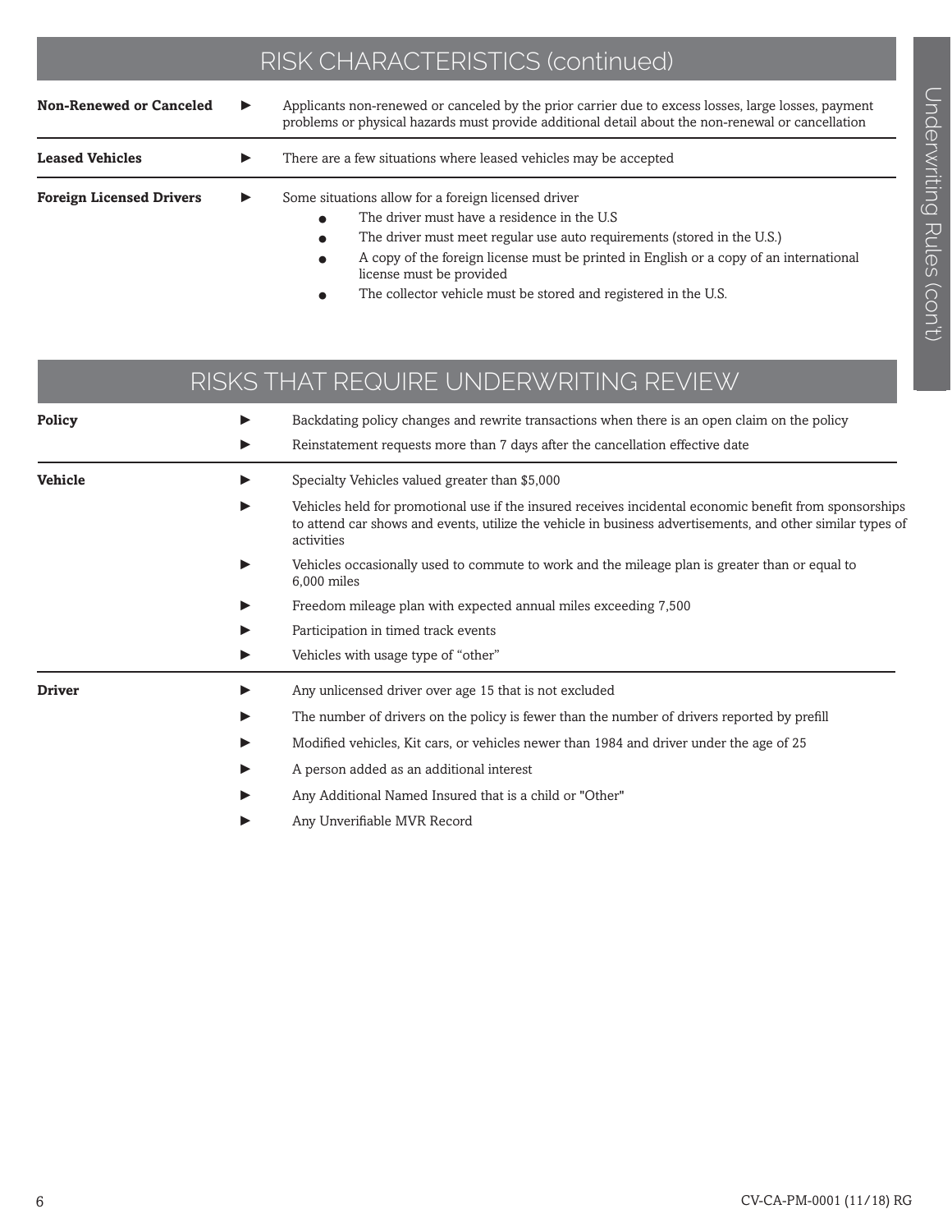## RISK CHARACTERISTICS (continued)

**Non-Renewed or Canceled**

- Applicants non-renewed or canceled by the prior carrier due to excess losses, large losses, payment problems or physical hazards must provide additional detail about the non-renewal or cancellation

**Leased Vehicles**

- There are a few situations where leased vehicles may be accepted

**Foreign Licensed Drivers**

- Some situations allow for a foreign licensed driver
  - The driver must have a residence in the U.S
  - The driver must meet regular use auto requirements (stored in the U.S.)
  - A copy of the foreign license must be printed in English or a copy of an international license must be provided
  - The collector vehicle must be stored and registered in the U.S.

## RISKS THAT REQUIRE UNDERWRITING REVIEW

**Policy**

- Backdating policy changes and rewrite transactions when there is an open claim on the policy
- Reinstatement requests more than 7 days after the cancellation effective date

**Vehicle**

- Specialty Vehicles valued greater than $5,000
- Vehicles held for promotional use if the insured receives incidental economic benefit from sponsorships to attend car shows and events, utilize the vehicle in business advertisements, and other similar types of activities
- Vehicles occasionally used to commute to work and the mileage plan is greater than or equal to 6,000 miles
- Freedom mileage plan with expected annual miles exceeding 7,500
- Participation in timed track events
- Vehicles with usage type of "other"

**Driver**

- Any unlicensed driver over age 15 that is not excluded
- The number of drivers on the policy is fewer than the number of drivers reported by prefill
- Modified vehicles, Kit cars, or vehicles newer than 1984 and driver under the age of 25
- A person added as an additional interest
- Any Additional Named Insured that is a child or "Other"
- Any Unverifiable MVR Record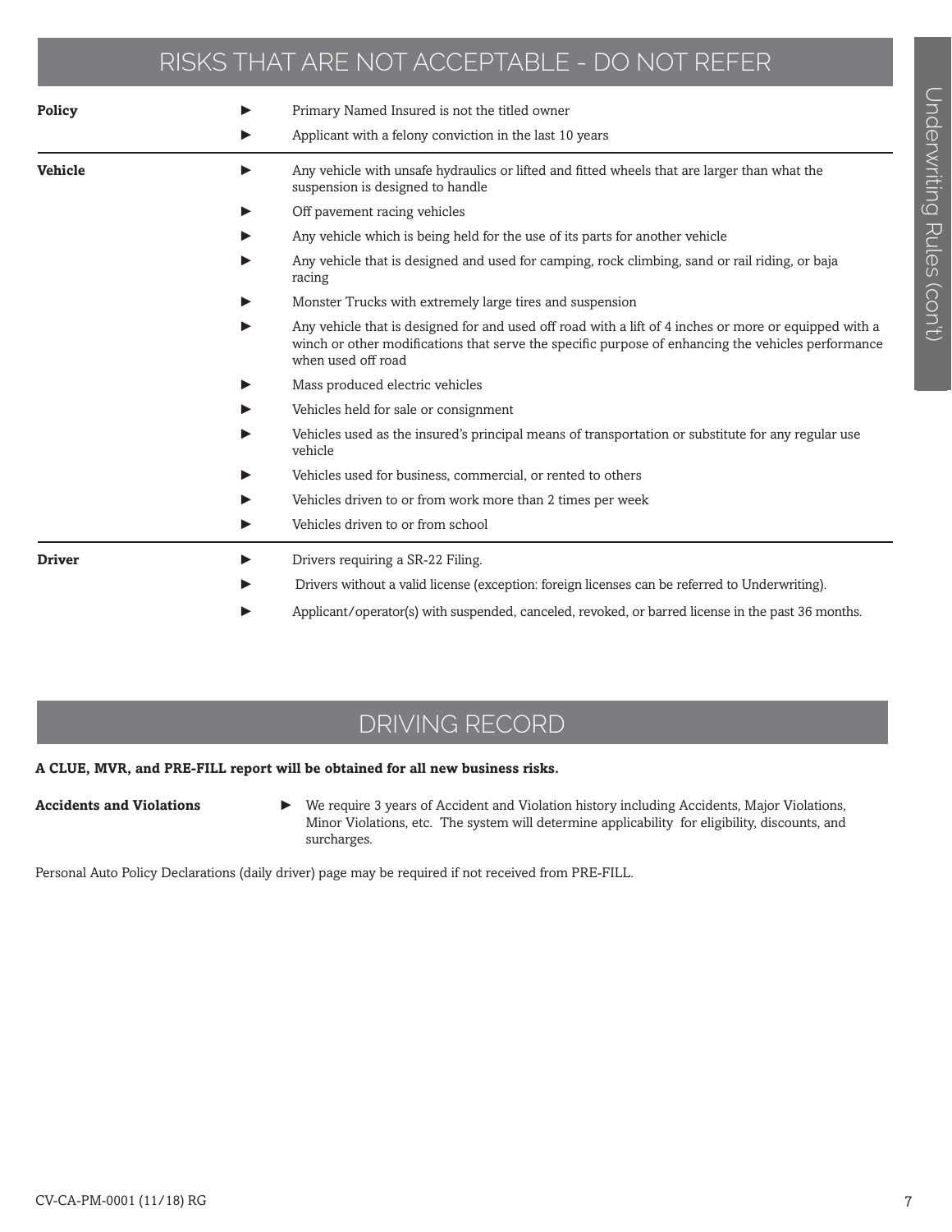## RISKS THAT ARE NOT ACCEPTABLE - DO NOT REFER

**Policy**

- Primary Named Insured is not the titled owner
- Applicant with a felony conviction in the last 10 years

**Vehicle**

- Any vehicle with unsafe hydraulics or lifted and fitted wheels that are larger than what the suspension is designed to handle
- Off pavement racing vehicles
- Any vehicle which is being held for the use of its parts for another vehicle
- Any vehicle that is designed and used for camping, rock climbing, sand or rail riding, or baja racing
- Monster Trucks with extremely large tires and suspension
- Any vehicle that is designed for and used off road with a lift of 4 inches or more or equipped with a winch or other modifications that serve the specific purpose of enhancing the vehicles performance when used off road
- Mass produced electric vehicles
- Vehicles held for sale or consignment
- Vehicles used as the insured's principal means of transportation or substitute for any regular use vehicle
- Vehicles used for business, commercial, or rented to others
- Vehicles driven to or from work more than 2 times per week
- Vehicles driven to or from school

**Driver**

- Drivers requiring a SR-22 Filing.
- Drivers without a valid license (exception: foreign licenses can be referred to Underwriting).
- Applicant/operator(s) with suspended, canceled, revoked, or barred license in the past 36 months.

## DRIVING RECORD

**A CLUE, MVR, and PRE-FILL report will be obtained for all new business risks.**

**Accidents and Violations**

- We require 3 years of Accident and Violation history including Accidents, Major Violations, Minor Violations, etc. The system will determine applicability for eligibility, discounts, and surcharges.

Personal Auto Policy Declarations (daily driver) page may be required if not received from PRE-FILL.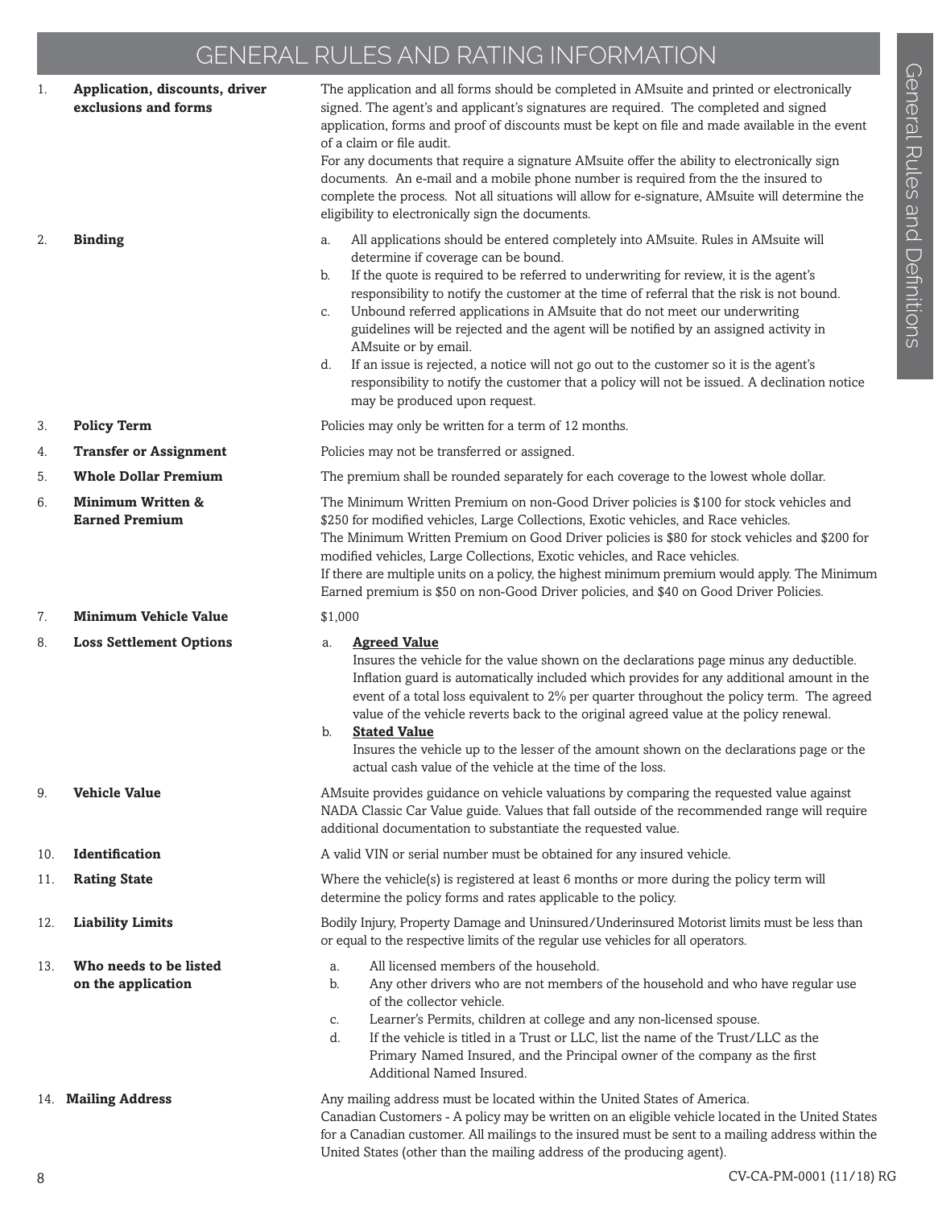# GENERAL RULES AND RATING INFORMATION

1. **Application, discounts, driver exclusions and forms**

   The application and all forms should be completed in AMsuite and printed or electronically signed. The agent's and applicant's signatures are required. The completed and signed application, forms and proof of discounts must be kept on file and made available in the event of a claim or file audit.

   For any documents that require a signature AMsuite offer the ability to electronically sign documents. An e-mail and a mobile phone number is required from the the insured to complete the process. Not all situations will allow for e-signature, AMsuite will determine the eligibility to electronically sign the documents.

2. **Binding**

   a. All applications should be entered completely into AMsuite. Rules in AMsuite will determine if coverage can be bound.

   b. If the quote is required to be referred to underwriting for review, it is the agent's responsibility to notify the customer at the time of referral that the risk is not bound.

   c. Unbound referred applications in AMsuite that do not meet our underwriting guidelines will be rejected and the agent will be notified by an assigned activity in AMsuite or by email.

   d. If an issue is rejected, a notice will not go out to the customer so it is the agent's responsibility to notify the customer that a policy will not be issued. A declination notice may be produced upon request.

3. **Policy Term**

   Policies may only be written for a term of 12 months.

4. **Transfer or Assignment**

   Policies may not be transferred or assigned.

5. **Whole Dollar Premium**

   The premium shall be rounded separately for each coverage to the lowest whole dollar.

6. **Minimum Written & Earned Premium**

   The Minimum Written Premium on non-Good Driver policies is $100 for stock vehicles and $250 for modified vehicles, Large Collections, Exotic vehicles, and Race vehicles.

   The Minimum Written Premium on Good Driver policies is $80 for stock vehicles and $200 for modified vehicles, Large Collections, Exotic vehicles, and Race vehicles.

   If there are multiple units on a policy, the highest minimum premium would apply. The Minimum Earned premium is $50 on non-Good Driver policies, and $40 on Good Driver Policies.

7. **Minimum Vehicle Value**

   $1,000

8. **Loss Settlement Options**

   a. **Agreed Value**

   Insures the vehicle for the value shown on the declarations page minus any deductible. Inflation guard is automatically included which provides for any additional amount in the event of a total loss equivalent to 2% per quarter throughout the policy term. The agreed value of the vehicle reverts back to the original agreed value at the policy renewal.

   b. **Stated Value**

   Insures the vehicle up to the lesser of the amount shown on the declarations page or the actual cash value of the vehicle at the time of the loss.

9. **Vehicle Value**

   AMsuite provides guidance on vehicle valuations by comparing the requested value against NADA Classic Car Value guide. Values that fall outside of the recommended range will require additional documentation to substantiate the requested value.

10. **Identification**

    A valid VIN or serial number must be obtained for any insured vehicle.

11. **Rating State**

    Where the vehicle(s) is registered at least 6 months or more during the policy term will determine the policy forms and rates applicable to the policy.

12. **Liability Limits**

    Bodily Injury, Property Damage and Uninsured/Underinsured Motorist limits must be less than or equal to the respective limits of the regular use vehicles for all operators.

13. **Who needs to be listed on the application**

    a. All licensed members of the household.

    b. Any other drivers who are not members of the household and who have regular use of the collector vehicle.

    c. Learner's Permits, children at college and any non-licensed spouse.

    d. If the vehicle is titled in a Trust or LLC, list the name of the Trust/LLC as the Primary Named Insured, and the Principal owner of the company as the first Additional Named Insured.

14. **Mailing Address**

    Any mailing address must be located within the United States of America.

    Canadian Customers - A policy may be written on an eligible vehicle located in the United States for a Canadian customer. All mailings to the insured must be sent to a mailing address within the United States (other than the mailing address of the producing agent).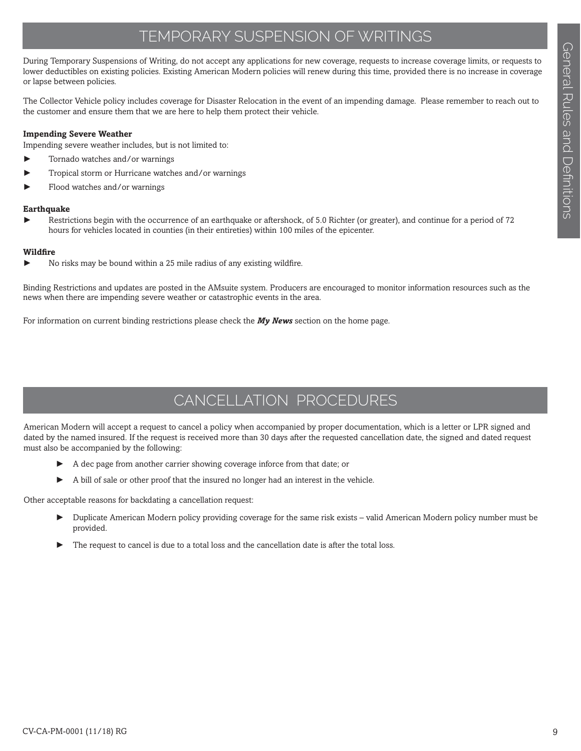## TEMPORARY SUSPENSION OF WRITINGS

During Temporary Suspensions of Writing, do not accept any applications for new coverage, requests to increase coverage limits, or requests to lower deductibles on existing policies. Existing American Modern policies will renew during this time, provided there is no increase in coverage or lapse between policies.

The Collector Vehicle policy includes coverage for Disaster Relocation in the event of an impending damage. Please remember to reach out to the customer and ensure them that we are here to help them protect their vehicle.

**Impending Severe Weather**

Impending severe weather includes, but is not limited to:

- Tornado watches and/or warnings
- Tropical storm or Hurricane watches and/or warnings
- Flood watches and/or warnings

**Earthquake**

- Restrictions begin with the occurrence of an earthquake or aftershock, of 5.0 Richter (or greater), and continue for a period of 72 hours for vehicles located in counties (in their entireties) within 100 miles of the epicenter.

**Wildfire**

- No risks may be bound within a 25 mile radius of any existing wildfire.

Binding Restrictions and updates are posted in the AMsuite system. Producers are encouraged to monitor information resources such as the news when there are impending severe weather or catastrophic events in the area.

For information on current binding restrictions please check the ***My News*** section on the home page.

## CANCELLATION PROCEDURES

American Modern will accept a request to cancel a policy when accompanied by proper documentation, which is a letter or LPR signed and dated by the named insured. If the request is received more than 30 days after the requested cancellation date, the signed and dated request must also be accompanied by the following:

- A dec page from another carrier showing coverage inforce from that date; or
- A bill of sale or other proof that the insured no longer had an interest in the vehicle.

Other acceptable reasons for backdating a cancellation request:

- Duplicate American Modern policy providing coverage for the same risk exists – valid American Modern policy number must be provided.
- The request to cancel is due to a total loss and the cancellation date is after the total loss.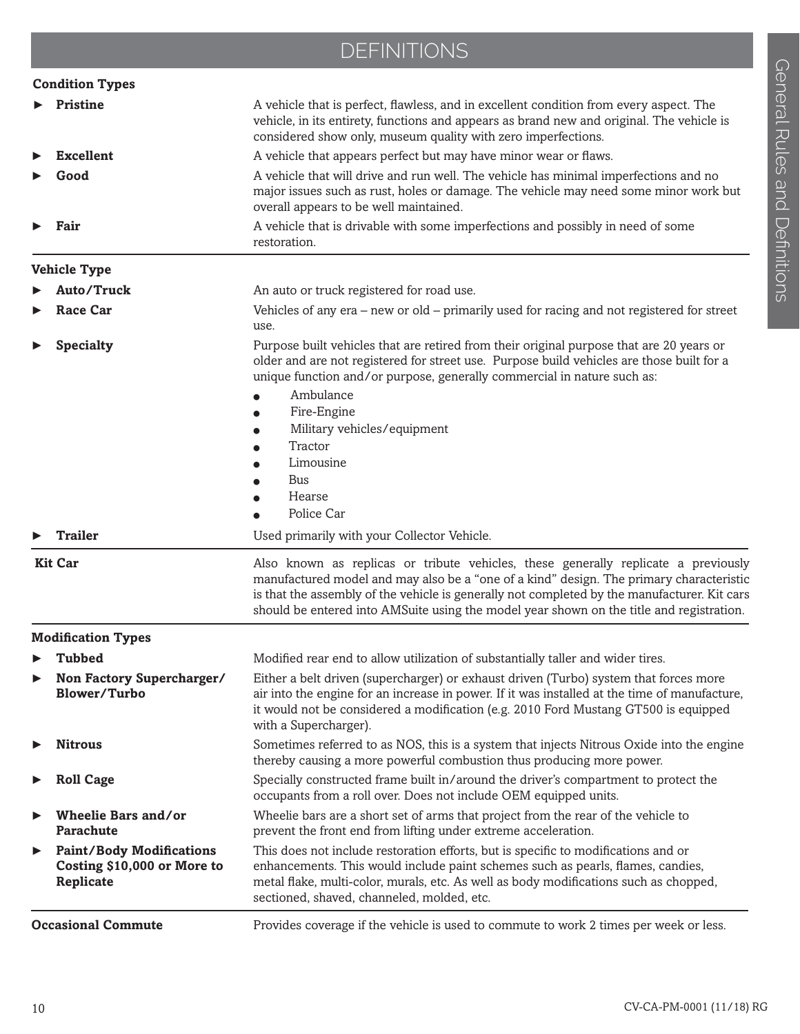# DEFINITIONS

**Condition Types**

| | |
|---|---|
| ► **Pristine** | A vehicle that is perfect, flawless, and in excellent condition from every aspect. The vehicle, in its entirety, functions and appears as brand new and original. The vehicle is considered show only, museum quality with zero imperfections. |
| ► **Excellent** | A vehicle that appears perfect but may have minor wear or flaws. |
| ► **Good** | A vehicle that will drive and run well. The vehicle has minimal imperfections and no major issues such as rust, holes or damage. The vehicle may need some minor work but overall appears to be well maintained. |
| ► **Fair** | A vehicle that is drivable with some imperfections and possibly in need of some restoration. |

**Vehicle Type**

| | |
|---|---|
| ► **Auto/Truck** | An auto or truck registered for road use. |
| ► **Race Car** | Vehicles of any era – new or old – primarily used for racing and not registered for street use. |
| ► **Specialty** | Purpose built vehicles that are retired from their original purpose that are 20 years or older and are not registered for street use. Purpose build vehicles are those built for a unique function and/or purpose, generally commercial in nature such as: • Ambulance • Fire-Engine • Military vehicles/equipment • Tractor • Limousine • Bus • Hearse • Police Car |
| ► **Trailer** | Used primarily with your Collector Vehicle. |

| | |
|---|---|
| **Kit Car** | Also known as replicas or tribute vehicles, these generally replicate a previously manufactured model and may also be a "one of a kind" design. The primary characteristic is that the assembly of the vehicle is generally not completed by the manufacturer. Kit cars should be entered into AMSuite using the model year shown on the title and registration. |

**Modification Types**

| | |
|---|---|
| ► **Tubbed** | Modified rear end to allow utilization of substantially taller and wider tires. |
| ► **Non Factory Supercharger/ Blower/Turbo** | Either a belt driven (supercharger) or exhaust driven (Turbo) system that forces more air into the engine for an increase in power. If it was installed at the time of manufacture, it would not be considered a modification (e.g. 2010 Ford Mustang GT500 is equipped with a Supercharger). |
| ► **Nitrous** | Sometimes referred to as NOS, this is a system that injects Nitrous Oxide into the engine thereby causing a more powerful combustion thus producing more power. |
| ► **Roll Cage** | Specially constructed frame built in/around the driver's compartment to protect the occupants from a roll over. Does not include OEM equipped units. |
| ► **Wheelie Bars and/or Parachute** | Wheelie bars are a short set of arms that project from the rear of the vehicle to prevent the front end from lifting under extreme acceleration. |
| ► **Paint/Body Modifications Costing $10,000 or More to Replicate** | This does not include restoration efforts, but is specific to modifications and or enhancements. This would include paint schemes such as pearls, flames, candies, metal flake, multi-color, murals, etc. As well as body modifications such as chopped, sectioned, shaved, channeled, molded, etc. |

| | |
|---|---|
| **Occasional Commute** | Provides coverage if the vehicle is used to commute to work 2 times per week or less. |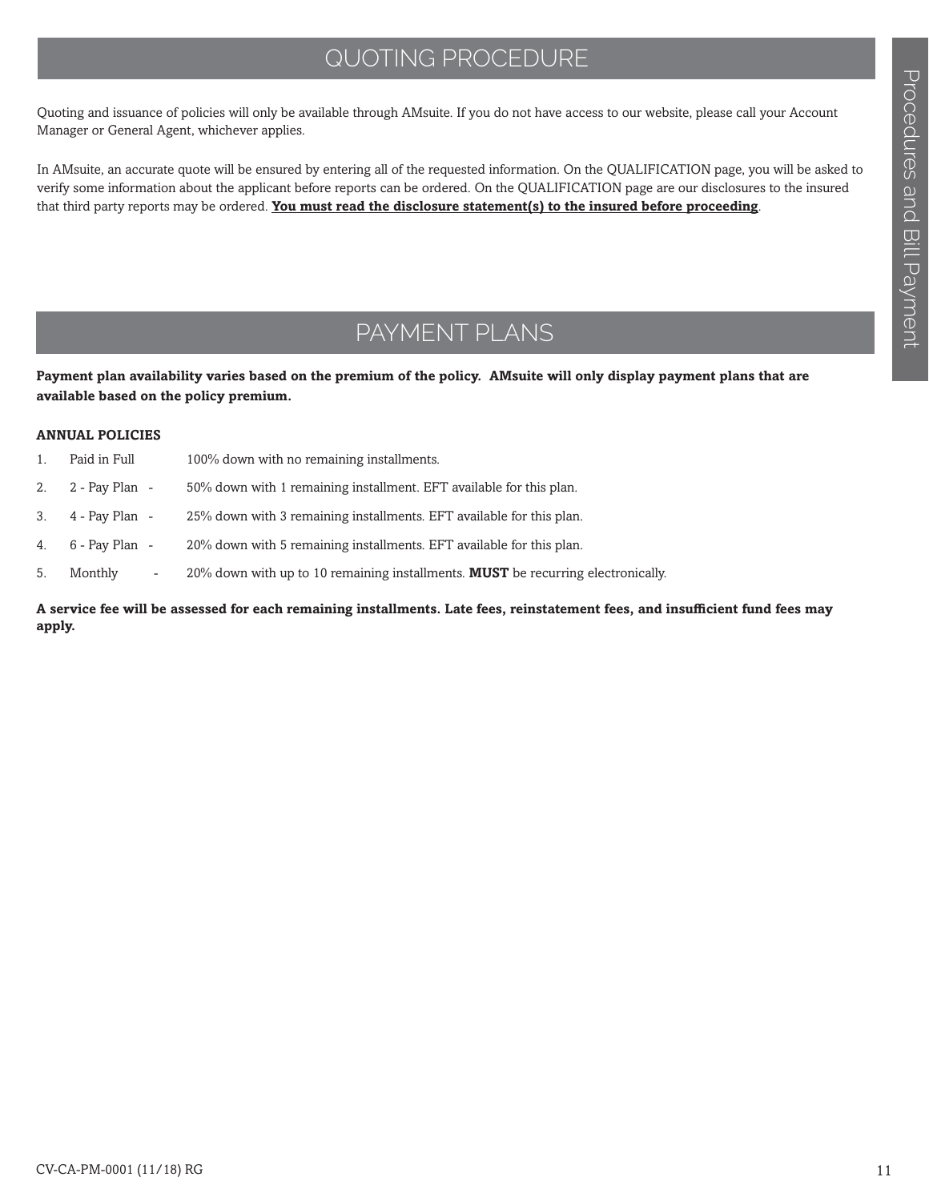## QUOTING PROCEDURE

Quoting and issuance of policies will only be available through AMsuite. If you do not have access to our website, please call your Account Manager or General Agent, whichever applies.

In AMsuite, an accurate quote will be ensured by entering all of the requested information. On the QUALIFICATION page, you will be asked to verify some information about the applicant before reports can be ordered. On the QUALIFICATION page are our disclosures to the insured that third party reports may be ordered. **You must read the disclosure statement(s) to the insured before proceeding**.

## PAYMENT PLANS

**Payment plan availability varies based on the premium of the policy. AMsuite will only display payment plans that are available based on the policy premium.**

**ANNUAL POLICIES**

1. Paid in Full — 100% down with no remaining installments.
2. 2 - Pay Plan - 50% down with 1 remaining installment. EFT available for this plan.
3. 4 - Pay Plan - 25% down with 3 remaining installments. EFT available for this plan.
4. 6 - Pay Plan - 20% down with 5 remaining installments. EFT available for this plan.
5. Monthly - 20% down with up to 10 remaining installments. **MUST** be recurring electronically.

**A service fee will be assessed for each remaining installments. Late fees, reinstatement fees, and insufficient fund fees may apply.**

CV-CA-PM-0001 (11/18) RG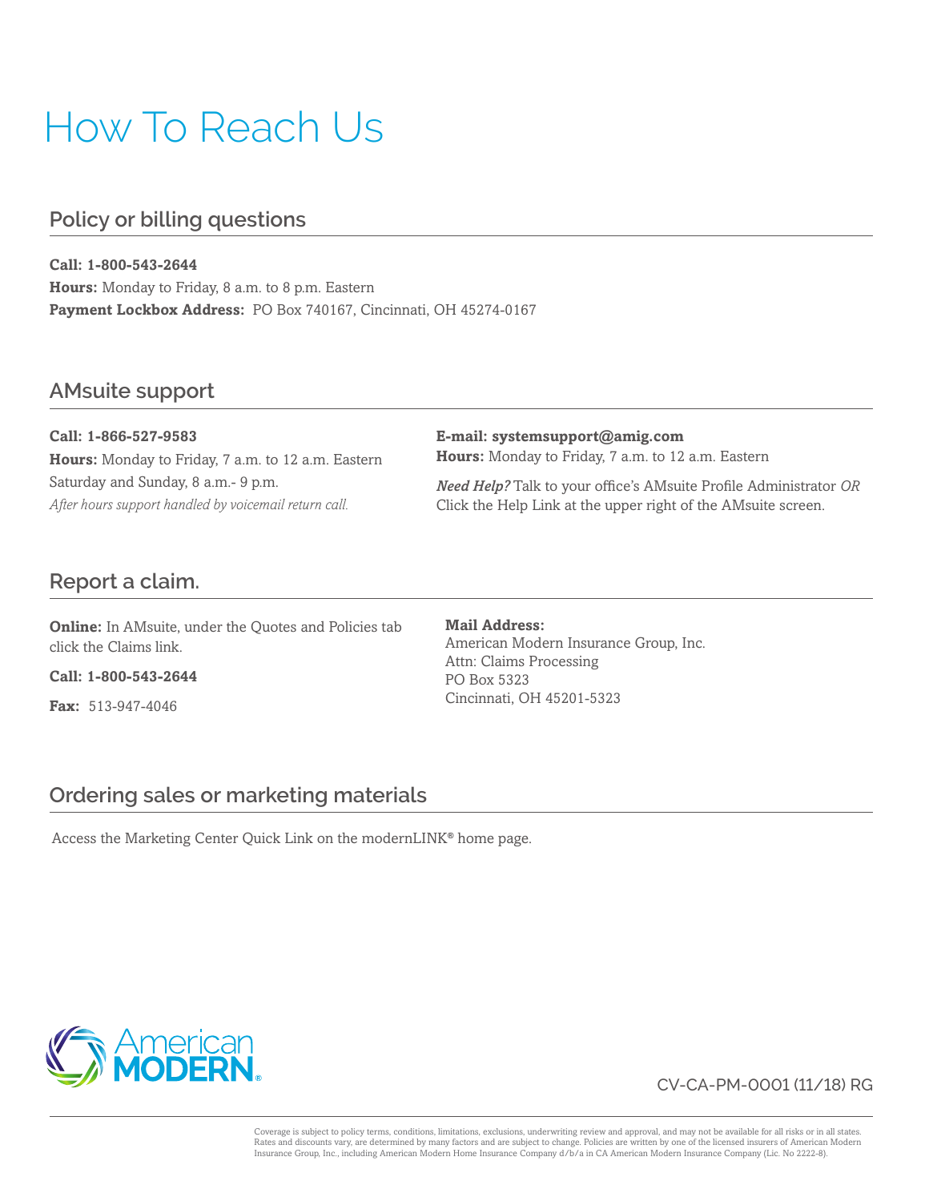# How To Reach Us

## Policy or billing questions

**Call: 1-800-543-2644**
**Hours:** Monday to Friday, 8 a.m. to 8 p.m. Eastern
**Payment Lockbox Address:** PO Box 740167, Cincinnati, OH 45274-0167

## AMsuite support

**Call: 1-866-527-9583**
**Hours:** Monday to Friday, 7 a.m. to 12 a.m. Eastern
Saturday and Sunday, 8 a.m.- 9 p.m.
*After hours support handled by voicemail return call.*

**E-mail: systemsupport@amig.com**
**Hours:** Monday to Friday, 7 a.m. to 12 a.m. Eastern

***Need Help?*** Talk to your office's AMsuite Profile Administrator *OR* Click the Help Link at the upper right of the AMsuite screen.

## Report a claim.

**Online:** In AMsuite, under the Quotes and Policies tab click the Claims link.

**Call: 1-800-543-2644**

**Fax:** 513-947-4046

**Mail Address:**
American Modern Insurance Group, Inc.
Attn: Claims Processing
PO Box 5323
Cincinnati, OH 45201-5323

## Ordering sales or marketing materials

Access the Marketing Center Quick Link on the modernLINK® home page.

American MODERN®

CV-CA-PM-0001 (11/18) RG

Coverage is subject to policy terms, conditions, limitations, exclusions, underwriting review and approval, and may not be available for all risks or in all states. Rates and discounts vary, are determined by many factors and are subject to change. Policies are written by one of the licensed insurers of American Modern Insurance Group, Inc., including American Modern Home Insurance Company d/b/a in CA American Modern Insurance Company (Lic. No 2222-8).